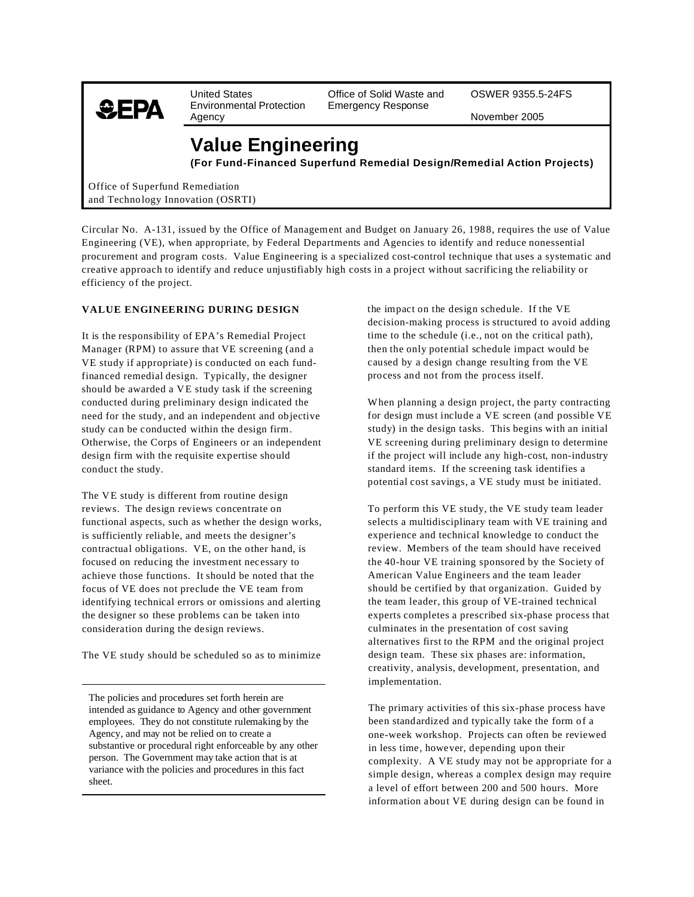United States Environmental Protection Agency

Office of Solid Waste and Emergency Response

OSWER 9355.5-24FS

November 2005

# Value Engineering

**(For Fund-Financed Superfund Remedial Design/Remedial Action Projects)**

Office of Superfund Remediation and Technology Innovation (OSRTI)

Circular No. A-131, issued by the Office of Management and Budget on January 26, 1988, requires the use of Value Engineering (VE), when appropriate, by Federal Departments and Agencies to identify and reduce nonessential procurement and program costs. Value Engineering is a specialized cost-control technique that uses a systematic and creative approach to identify and reduce unjustifiably high costs in a project without sacrificing the reliability or efficiency of the project.

## VALUE ENGINEERING DURING DESIGN

It is the responsibility of EPA's Remedial Project Manager (RPM) to assure that VE screening (and a VE study if appropriate) is conducted on each fund-financed remedial design. Typically, the designer should be awarded a VE study task if the screening conducted during preliminary design indicated the need for the study, and an independent and objective study can be conducted within the design firm. Otherwise, the Corps of Engineers or an independent design firm with the requisite expertise should conduct the study.

The VE study is different from routine design reviews. The design reviews concentrate on functional aspects, such as whether the design works, is sufficiently reliable, and meets the designer's contractual obligations. VE, on the other hand, is focused on reducing the investment necessary to achieve those functions. It should be noted that the focus of VE does not preclude the VE team from identifying technical errors or omissions and alerting the designer so these problems can be taken into consideration during the design reviews.

The VE study should be scheduled so as to minimize the impact on the design schedule. If the VE decision-making process is structured to avoid adding time to the schedule (i.e., not on the critical path), then the only potential schedule impact would be caused by a design change resulting from the VE process and not from the process itself.

When planning a design project, the party contracting for design must include a VE screen (and possible VE study) in the design tasks. This begins with an initial VE screening during preliminary design to determine if the project will include any high-cost, non-industry standard items. If the screening task identifies a potential cost savings, a VE study must be initiated.

To perform this VE study, the VE study team leader selects a multidisciplinary team with VE training and experience and technical knowledge to conduct the review. Members of the team should have received the 40-hour VE training sponsored by the Society of American Value Engineers and the team leader should be certified by that organization. Guided by the team leader, this group of VE-trained technical experts completes a prescribed six-phase process that culminates in the presentation of cost saving alternatives first to the RPM and the original project design team. These six phases are: information, creativity, analysis, development, presentation, and implementation.

The primary activities of this six-phase process have been standardized and typically take the form of a one-week workshop. Projects can often be reviewed in less time, however, depending upon their complexity. A VE study may not be appropriate for a simple design, whereas a complex design may require a level of effort between 200 and 500 hours. More information about VE during design can be found in

---

The policies and procedures set forth herein are intended as guidance to Agency and other government employees. They do not constitute rulemaking by the Agency, and may not be relied on to create a substantive or procedural right enforceable by any other person. The Government may take action that is at variance with the policies and procedures in this fact sheet.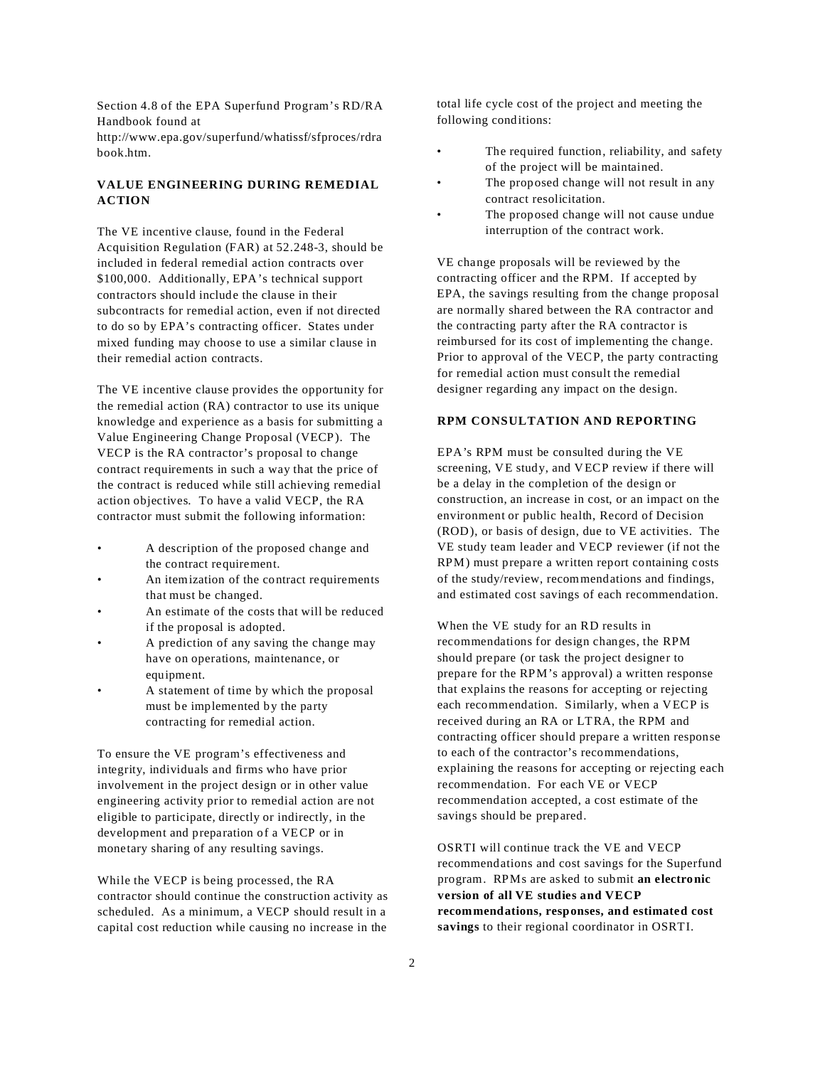Section 4.8 of the EPA Superfund Program's RD/RA Handbook found at http://www.epa.gov/superfund/whatissf/sfproces/rdrabook.htm.

## VALUE ENGINEERING DURING REMEDIAL ACTION

The VE incentive clause, found in the Federal Acquisition Regulation (FAR) at 52.248-3, should be included in federal remedial action contracts over $100,000. Additionally, EPA's technical support contractors should include the clause in their subcontracts for remedial action, even if not directed to do so by EPA's contracting officer. States under mixed funding may choose to use a similar clause in their remedial action contracts.

The VE incentive clause provides the opportunity for the remedial action (RA) contractor to use its unique knowledge and experience as a basis for submitting a Value Engineering Change Proposal (VECP). The VECP is the RA contractor's proposal to change contract requirements in such a way that the price of the contract is reduced while still achieving remedial action objectives. To have a valid VECP, the RA contractor must submit the following information:

- A description of the proposed change and the contract requirement.
- An itemization of the contract requirements that must be changed.
- An estimate of the costs that will be reduced if the proposal is adopted.
- A prediction of any saving the change may have on operations, maintenance, or equipment.
- A statement of time by which the proposal must be implemented by the party contracting for remedial action.

To ensure the VE program's effectiveness and integrity, individuals and firms who have prior involvement in the project design or in other value engineering activity prior to remedial action are not eligible to participate, directly or indirectly, in the development and preparation of a VECP or in monetary sharing of any resulting savings.

While the VECP is being processed, the RA contractor should continue the construction activity as scheduled. As a minimum, a VECP should result in a capital cost reduction while causing no increase in the total life cycle cost of the project and meeting the following conditions:

- The required function, reliability, and safety of the project will be maintained.
- The proposed change will not result in any contract resolicitation.
- The proposed change will not cause undue interruption of the contract work.

VE change proposals will be reviewed by the contracting officer and the RPM. If accepted by EPA, the savings resulting from the change proposal are normally shared between the RA contractor and the contracting party after the RA contractor is reimbursed for its cost of implementing the change. Prior to approval of the VECP, the party contracting for remedial action must consult the remedial designer regarding any impact on the design.

## RPM CONSULTATION AND REPORTING

EPA's RPM must be consulted during the VE screening, VE study, and VECP review if there will be a delay in the completion of the design or construction, an increase in cost, or an impact on the environment or public health, Record of Decision (ROD), or basis of design, due to VE activities. The VE study team leader and VECP reviewer (if not the RPM) must prepare a written report containing costs of the study/review, recommendations and findings, and estimated cost savings of each recommendation.

When the VE study for an RD results in recommendations for design changes, the RPM should prepare (or task the project designer to prepare for the RPM's approval) a written response that explains the reasons for accepting or rejecting each recommendation. Similarly, when a VECP is received during an RA or LTRA, the RPM and contracting officer should prepare a written response to each of the contractor's recommendations, explaining the reasons for accepting or rejecting each recommendation. For each VE or VECP recommendation accepted, a cost estimate of the savings should be prepared.

OSRTI will continue track the VE and VECP recommendations and cost savings for the Superfund program. RPMs are asked to submit **an electronic version of all VE studies and VECP recommendations, responses, and estimated cost savings** to their regional coordinator in OSRTI.